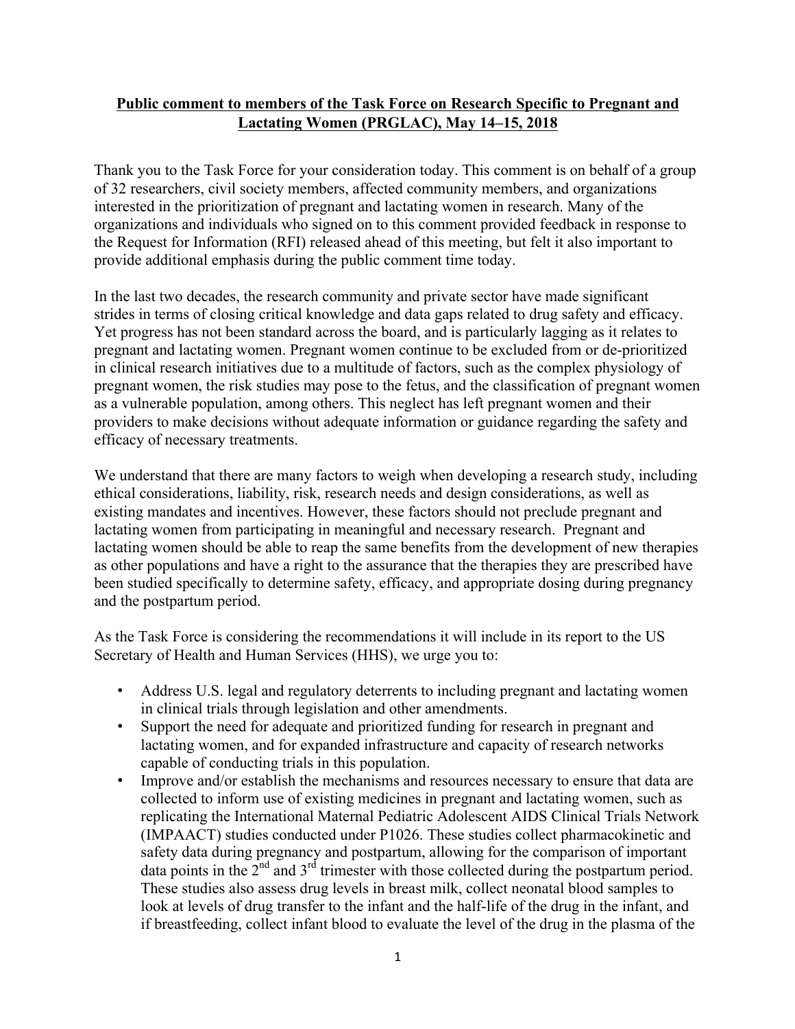**Public comment to members of the Task Force on Research Specific to Pregnant and Lactating Women (PRGLAC), May 14–15, 2018**

Thank you to the Task Force for your consideration today. This comment is on behalf of a group of 32 researchers, civil society members, affected community members, and organizations interested in the prioritization of pregnant and lactating women in research. Many of the organizations and individuals who signed on to this comment provided feedback in response to the Request for Information (RFI) released ahead of this meeting, but felt it also important to provide additional emphasis during the public comment time today.

In the last two decades, the research community and private sector have made significant strides in terms of closing critical knowledge and data gaps related to drug safety and efficacy. Yet progress has not been standard across the board, and is particularly lagging as it relates to pregnant and lactating women. Pregnant women continue to be excluded from or de-prioritized in clinical research initiatives due to a multitude of factors, such as the complex physiology of pregnant women, the risk studies may pose to the fetus, and the classification of pregnant women as a vulnerable population, among others. This neglect has left pregnant women and their providers to make decisions without adequate information or guidance regarding the safety and efficacy of necessary treatments.

We understand that there are many factors to weigh when developing a research study, including ethical considerations, liability, risk, research needs and design considerations, as well as existing mandates and incentives. However, these factors should not preclude pregnant and lactating women from participating in meaningful and necessary research. Pregnant and lactating women should be able to reap the same benefits from the development of new therapies as other populations and have a right to the assurance that the therapies they are prescribed have been studied specifically to determine safety, efficacy, and appropriate dosing during pregnancy and the postpartum period.

As the Task Force is considering the recommendations it will include in its report to the US Secretary of Health and Human Services (HHS), we urge you to:

- Address U.S. legal and regulatory deterrents to including pregnant and lactating women in clinical trials through legislation and other amendments.
- Support the need for adequate and prioritized funding for research in pregnant and lactating women, and for expanded infrastructure and capacity of research networks capable of conducting trials in this population.
- Improve and/or establish the mechanisms and resources necessary to ensure that data are collected to inform use of existing medicines in pregnant and lactating women, such as replicating the International Maternal Pediatric Adolescent AIDS Clinical Trials Network (IMPAACT) studies conducted under P1026. These studies collect pharmacokinetic and safety data during pregnancy and postpartum, allowing for the comparison of important data points in the 2nd and 3rd trimester with those collected during the postpartum period. These studies also assess drug levels in breast milk, collect neonatal blood samples to look at levels of drug transfer to the infant and the half-life of the drug in the infant, and if breastfeeding, collect infant blood to evaluate the level of the drug in the plasma of the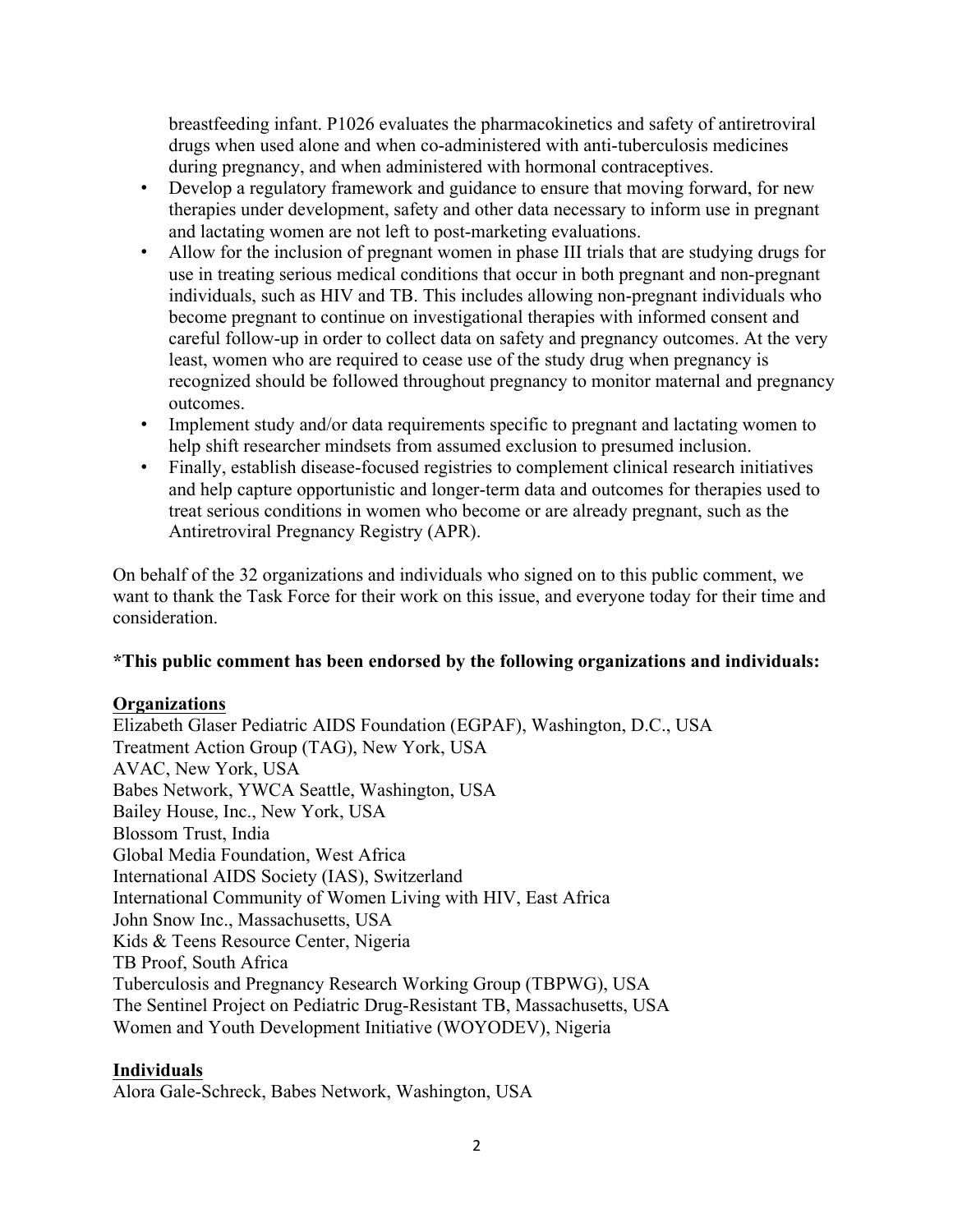breastfeeding infant. P1026 evaluates the pharmacokinetics and safety of antiretroviral drugs when used alone and when co-administered with anti-tuberculosis medicines during pregnancy, and when administered with hormonal contraceptives.

- Develop a regulatory framework and guidance to ensure that moving forward, for new therapies under development, safety and other data necessary to inform use in pregnant and lactating women are not left to post-marketing evaluations.
- Allow for the inclusion of pregnant women in phase III trials that are studying drugs for use in treating serious medical conditions that occur in both pregnant and non-pregnant individuals, such as HIV and TB. This includes allowing non-pregnant individuals who become pregnant to continue on investigational therapies with informed consent and careful follow-up in order to collect data on safety and pregnancy outcomes. At the very least, women who are required to cease use of the study drug when pregnancy is recognized should be followed throughout pregnancy to monitor maternal and pregnancy outcomes.
- Implement study and/or data requirements specific to pregnant and lactating women to help shift researcher mindsets from assumed exclusion to presumed inclusion.
- Finally, establish disease-focused registries to complement clinical research initiatives and help capture opportunistic and longer-term data and outcomes for therapies used to treat serious conditions in women who become or are already pregnant, such as the Antiretroviral Pregnancy Registry (APR).

On behalf of the 32 organizations and individuals who signed on to this public comment, we want to thank the Task Force for their work on this issue, and everyone today for their time and consideration.

**\*This public comment has been endorsed by the following organizations and individuals:**

**Organizations**

Elizabeth Glaser Pediatric AIDS Foundation (EGPAF), Washington, D.C., USA
Treatment Action Group (TAG), New York, USA
AVAC, New York, USA
Babes Network, YWCA Seattle, Washington, USA
Bailey House, Inc., New York, USA
Blossom Trust, India
Global Media Foundation, West Africa
International AIDS Society (IAS), Switzerland
International Community of Women Living with HIV, East Africa
John Snow Inc., Massachusetts, USA
Kids & Teens Resource Center, Nigeria
TB Proof, South Africa
Tuberculosis and Pregnancy Research Working Group (TBPWG), USA
The Sentinel Project on Pediatric Drug-Resistant TB, Massachusetts, USA
Women and Youth Development Initiative (WOYODEV), Nigeria

**Individuals**

Alora Gale-Schreck, Babes Network, Washington, USA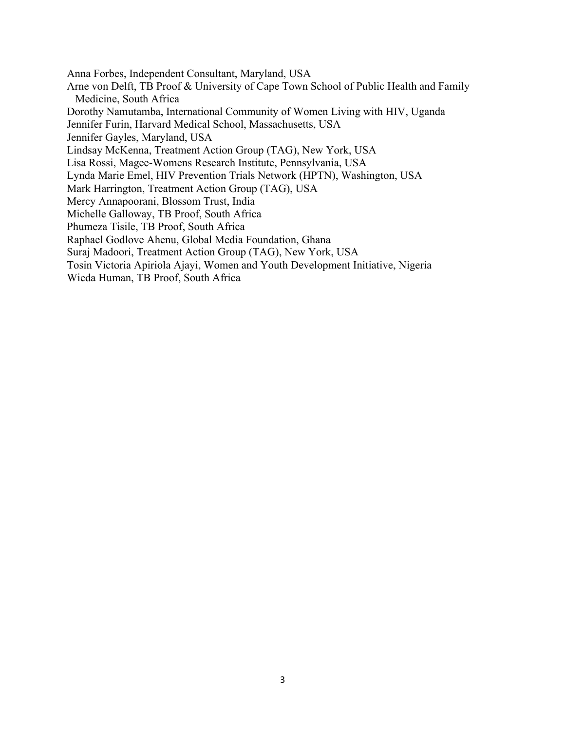Anna Forbes, Independent Consultant, Maryland, USA
Arne von Delft, TB Proof & University of Cape Town School of Public Health and Family Medicine, South Africa
Dorothy Namutamba, International Community of Women Living with HIV, Uganda
Jennifer Furin, Harvard Medical School, Massachusetts, USA
Jennifer Gayles, Maryland, USA
Lindsay McKenna, Treatment Action Group (TAG), New York, USA
Lisa Rossi, Magee-Womens Research Institute, Pennsylvania, USA
Lynda Marie Emel, HIV Prevention Trials Network (HPTN), Washington, USA
Mark Harrington, Treatment Action Group (TAG), USA
Mercy Annapoorani, Blossom Trust, India
Michelle Galloway, TB Proof, South Africa
Phumeza Tisile, TB Proof, South Africa
Raphael Godlove Ahenu, Global Media Foundation, Ghana
Suraj Madoori, Treatment Action Group (TAG), New York, USA
Tosin Victoria Apiriola Ajayi, Women and Youth Development Initiative, Nigeria
Wieda Human, TB Proof, South Africa